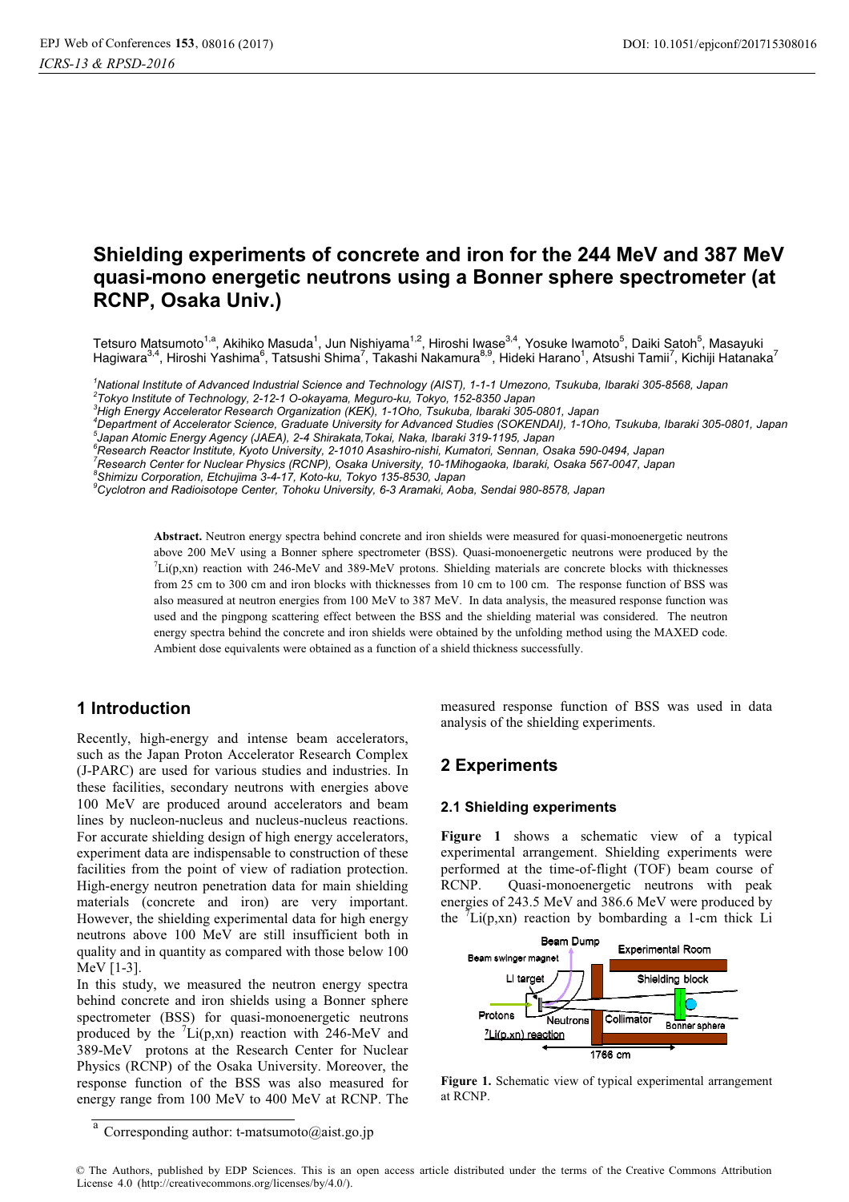# Shielding experiments of concrete and iron for the 244 MeV and 387 MeV quasi-mono energetic neutrons using a Bonner sphere spectrometer (at RCNP, Osaka Univ.)

Tetsuro Matsumoto[1,a], Akihiko Masuda[1], Jun Nishiyama[1,2], Hiroshi Iwase[3,4], Yosuke Iwamoto[5], Daiki Satoh[5], Masayuki Hagiwara[3,4], Hiroshi Yashima[6], Tatsushi Shima[7], Takashi Nakamura[8,9], Hideki Harano[1], Atsushi Tamii[7], Kichiji Hatanaka[7]

[1]*National Institute of Advanced Industrial Science and Technology (AIST), 1-1-1 Umezono, Tsukuba, Ibaraki 305-8568, Japan*
[2]*Tokyo Institute of Technology, 2-12-1 O-okayama, Meguro-ku, Tokyo, 152-8350 Japan*
[3]*High Energy Accelerator Research Organization (KEK), 1-1Oho, Tsukuba, Ibaraki 305-0801, Japan*
[4]*Department of Accelerator Science, Graduate University for Advanced Studies (SOKENDAI), 1-1Oho, Tsukuba, Ibaraki 305-0801, Japan*
[5]*Japan Atomic Energy Agency (JAEA), 2-4 Shirakata,Tokai, Naka, Ibaraki 319-1195, Japan*
[6]*Research Reactor Institute, Kyoto University, 2-1010 Asashiro-nishi, Kumatori, Sennan, Osaka 590-0494, Japan*
[7]*Research Center for Nuclear Physics (RCNP), Osaka University, 10-1Mihogaoka, Ibaraki, Osaka 567-0047, Japan*
[8]*Shimizu Corporation, Etchujima 3-4-17, Koto-ku, Tokyo 135-8530, Japan*
[9]*Cyclotron and Radioisotope Center, Tohoku University, 6-3 Aramaki, Aoba, Sendai 980-8578, Japan*

**Abstract.** Neutron energy spectra behind concrete and iron shields were measured for quasi-monoenergetic neutrons above 200 MeV using a Bonner sphere spectrometer (BSS). Quasi-monoenergetic neutrons were produced by the $^{7}$Li(p,xn) reaction with 246-MeV and 389-MeV protons. Shielding materials are concrete blocks with thicknesses from 25 cm to 300 cm and iron blocks with thicknesses from 10 cm to 100 cm. The response function of BSS was also measured at neutron energies from 100 MeV to 387 MeV. In data analysis, the measured response function was used and the pingpong scattering effect between the BSS and the shielding material was considered. The neutron energy spectra behind the concrete and iron shields were obtained by the unfolding method using the MAXED code. Ambient dose equivalents were obtained as a function of a shield thickness successfully.

## 1 Introduction

Recently, high-energy and intense beam accelerators, such as the Japan Proton Accelerator Research Complex (J-PARC) are used for various studies and industries. In these facilities, secondary neutrons with energies above 100 MeV are produced around accelerators and beam lines by nucleon-nucleus and nucleus-nucleus reactions. For accurate shielding design of high energy accelerators, experiment data are indispensable to construction of these facilities from the point of view of radiation protection. High-energy neutron penetration data for main shielding materials (concrete and iron) are very important. However, the shielding experimental data for high energy neutrons above 100 MeV are still insufficient both in quality and in quantity as compared with those below 100 MeV [1-3].

In this study, we measured the neutron energy spectra behind concrete and iron shields using a Bonner sphere spectrometer (BSS) for quasi-monoenergetic neutrons produced by the $^{7}$Li(p,xn) reaction with 246-MeV and 389-MeV protons at the Research Center for Nuclear Physics (RCNP) of the Osaka University. Moreover, the response function of the BSS was also measured for energy range from 100 MeV to 400 MeV at RCNP. The measured response function of BSS was used in data analysis of the shielding experiments.

## 2 Experiments

### 2.1 Shielding experiments

**Figure 1** shows a schematic view of a typical experimental arrangement. Shielding experiments were performed at the time-of-flight (TOF) beam course of RCNP. Quasi-monoenergetic neutrons with peak energies of 243.5 MeV and 386.6 MeV were produced by the $^{7}$Li(p,xn) reaction by bombarding a 1-cm thick Li

Figure 1. Schematic view of typical experimental arrangement at RCNP.

[a] Corresponding author: t-matsumoto@aist.go.jp

© The Authors, published by EDP Sciences. This is an open access article distributed under the terms of the Creative Commons Attribution License 4.0 (http://creativecommons.org/licenses/by/4.0/).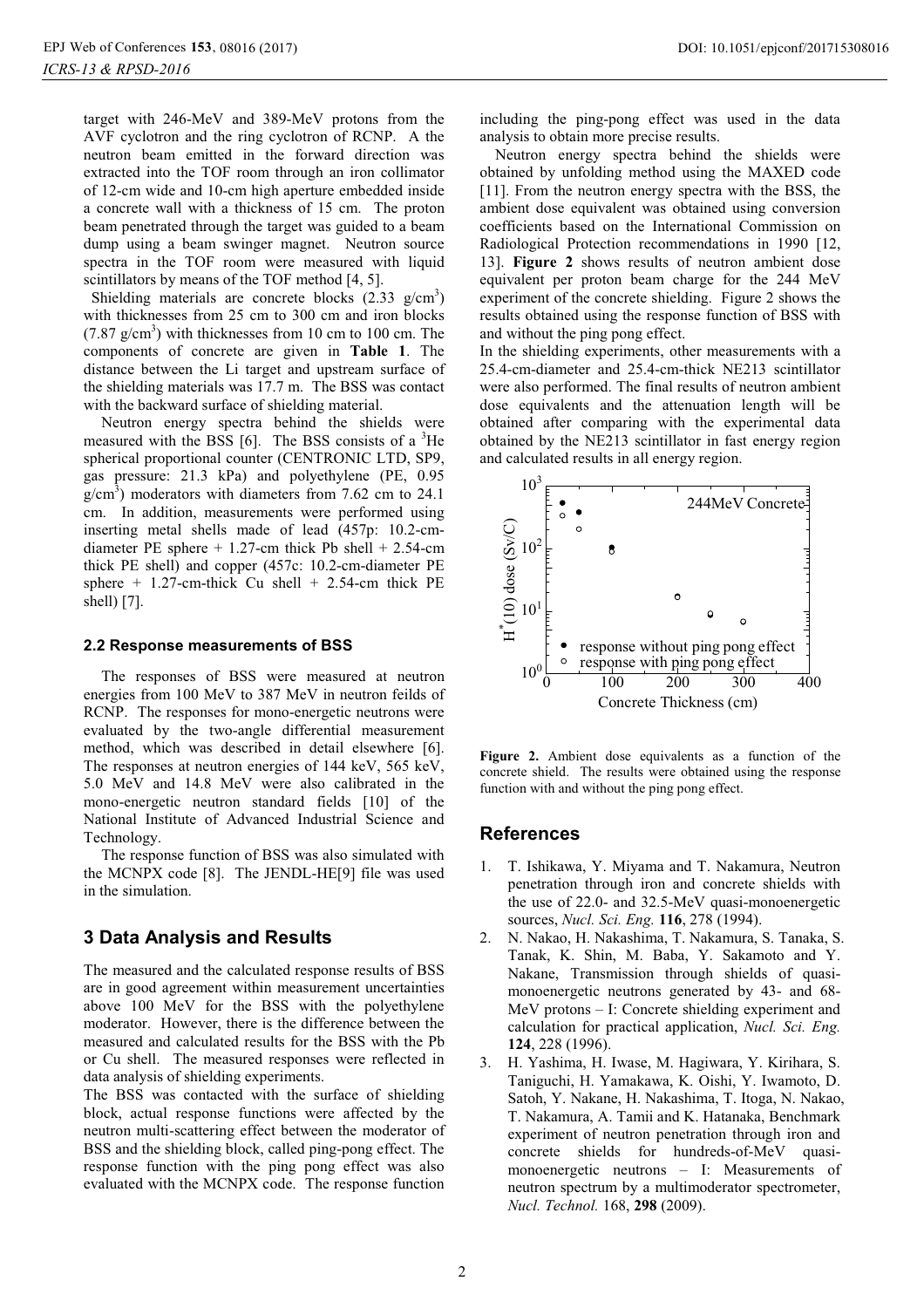target with 246-MeV and 389-MeV protons from the AVF cyclotron and the ring cyclotron of RCNP. A the neutron beam emitted in the forward direction was extracted into the TOF room through an iron collimator of 12-cm wide and 10-cm high aperture embedded inside a concrete wall with a thickness of 15 cm. The proton beam penetrated through the target was guided to a beam dump using a beam swinger magnet. Neutron source spectra in the TOF room were measured with liquid scintillators by means of the TOF method [4, 5].

Shielding materials are concrete blocks (2.33 g/cm$^3$) with thicknesses from 25 cm to 300 cm and iron blocks (7.87 g/cm$^3$) with thicknesses from 10 cm to 100 cm. The components of concrete are given in **Table 1**. The distance between the Li target and upstream surface of the shielding materials was 17.7 m. The BSS was contact with the backward surface of shielding material.

Neutron energy spectra behind the shields were measured with the BSS [6]. The BSS consists of a $^3$He spherical proportional counter (CENTRONIC LTD, SP9, gas pressure: 21.3 kPa) and polyethylene (PE, 0.95 g/cm$^3$) moderators with diameters from 7.62 cm to 24.1 cm. In addition, measurements were performed using inserting metal shells made of lead (457p: 10.2-cm-diameter PE sphere + 1.27-cm thick Pb shell + 2.54-cm thick PE shell) and copper (457c: 10.2-cm-diameter PE sphere + 1.27-cm-thick Cu shell + 2.54-cm thick PE shell) [7].

### 2.2 Response measurements of BSS

The responses of BSS were measured at neutron energies from 100 MeV to 387 MeV in neutron feilds of RCNP. The responses for mono-energetic neutrons were evaluated by the two-angle differential measurement method, which was described in detail elsewhere [6]. The responses at neutron energies of 144 keV, 565 keV, 5.0 MeV and 14.8 MeV were also calibrated in the mono-energetic neutron standard fields [10] of the National Institute of Advanced Industrial Science and Technology.

The response function of BSS was also simulated with the MCNPX code [8]. The JENDL-HE[9] file was used in the simulation.

## 3 Data Analysis and Results

The measured and the calculated response results of BSS are in good agreement within measurement uncertainties above 100 MeV for the BSS with the polyethylene moderator. However, there is the difference between the measured and calculated results for the BSS with the Pb or Cu shell. The measured responses were reflected in data analysis of shielding experiments.

The BSS was contacted with the surface of shielding block, actual response functions were affected by the neutron multi-scattering effect between the moderator of BSS and the shielding block, called ping-pong effect. The response function with the ping pong effect was also evaluated with the MCNPX code. The response function including the ping-pong effect was used in the data analysis to obtain more precise results.

Neutron energy spectra behind the shields were obtained by unfolding method using the MAXED code [11]. From the neutron energy spectra with the BSS, the ambient dose equivalent was obtained using conversion coefficients based on the International Commission on Radiological Protection recommendations in 1990 [12, 13]. **Figure 2** shows results of neutron ambient dose equivalent per proton beam charge for the 244 MeV experiment of the concrete shielding. Figure 2 shows the results obtained using the response function of BSS with and without the ping pong effect.

In the shielding experiments, other measurements with a 25.4-cm-diameter and 25.4-cm-thick NE213 scintillator were also performed. The final results of neutron ambient dose equivalents and the attenuation length will be obtained after comparing with the experimental data obtained by the NE213 scintillator in fast energy region and calculated results in all energy region.

**Figure 2.** Ambient dose equivalents as a function of the concrete shield. The results were obtained using the response function with and without the ping pong effect.

## References

1. T. Ishikawa, Y. Miyama and T. Nakamura, Neutron penetration through iron and concrete shields with the use of 22.0- and 32.5-MeV quasi-monoenergetic sources, *Nucl. Sci. Eng.* **116**, 278 (1994).
2. N. Nakao, H. Nakashima, T. Nakamura, S. Tanaka, S. Tanak, K. Shin, M. Baba, Y. Sakamoto and Y. Nakane, Transmission through shields of quasi-monoenergetic neutrons generated by 43- and 68-MeV protons – I: Concrete shielding experiment and calculation for practical application, *Nucl. Sci. Eng.* **124**, 228 (1996).
3. H. Yashima, H. Iwase, M. Hagiwara, Y. Kirihara, S. Taniguchi, H. Yamakawa, K. Oishi, Y. Iwamoto, D. Satoh, Y. Nakane, H. Nakashima, T. Itoga, N. Nakao, T. Nakamura, A. Tamii and K. Hatanaka, Benchmark experiment of neutron penetration through iron and concrete shields for hundreds-of-MeV quasi-monoenergetic neutrons – I: Measurements of neutron spectrum by a multimoderator spectrometer, *Nucl. Technol.* 168, **298** (2009).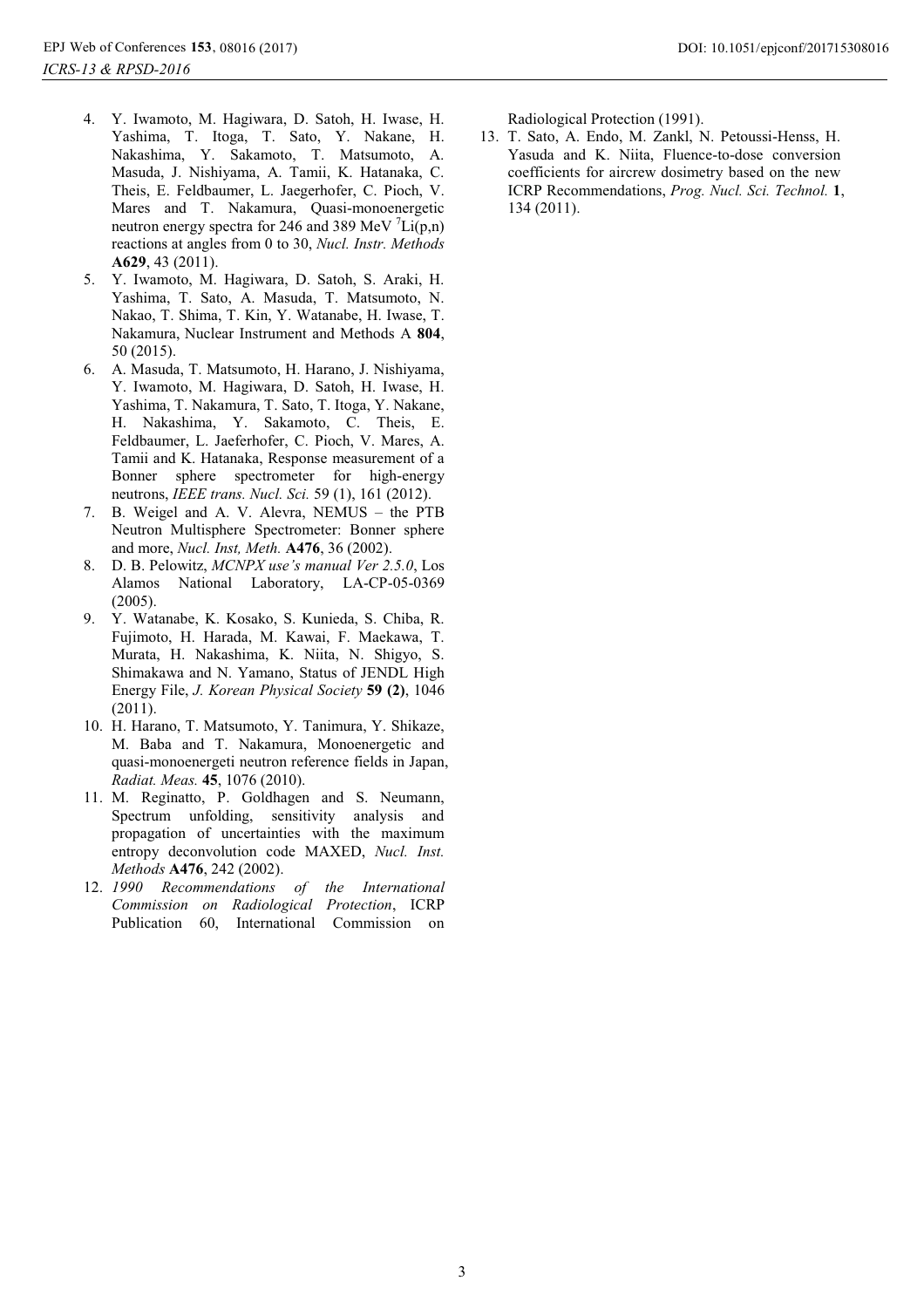4. Y. Iwamoto, M. Hagiwara, D. Satoh, H. Iwase, H. Yashima, T. Itoga, T. Sato, Y. Nakane, H. Nakashima, Y. Sakamoto, T. Matsumoto, A. Masuda, J. Nishiyama, A. Tamii, K. Hatanaka, C. Theis, E. Feldbaumer, L. Jaegerhofer, C. Pioch, V. Mares and T. Nakamura, Quasi-monoenergetic neutron energy spectra for 246 and 389 MeV $^{7}$Li(p,n) reactions at angles from 0 to 30, *Nucl. Instr. Methods* **A629**, 43 (2011).
5. Y. Iwamoto, M. Hagiwara, D. Satoh, S. Araki, H. Yashima, T. Sato, A. Masuda, T. Matsumoto, N. Nakao, T. Shima, T. Kin, Y. Watanabe, H. Iwase, T. Nakamura, Nuclear Instrument and Methods A **804**, 50 (2015).
6. A. Masuda, T. Matsumoto, H. Harano, J. Nishiyama, Y. Iwamoto, M. Hagiwara, D. Satoh, H. Iwase, H. Yashima, T. Nakamura, T. Sato, T. Itoga, Y. Nakane, H. Nakashima, Y. Sakamoto, C. Theis, E. Feldbaumer, L. Jaeferhofer, C. Pioch, V. Mares, A. Tamii and K. Hatanaka, Response measurement of a Bonner sphere spectrometer for high-energy neutrons, *IEEE trans. Nucl. Sci.* 59 (1), 161 (2012).
7. B. Weigel and A. V. Alevra, NEMUS – the PTB Neutron Multisphere Spectrometer: Bonner sphere and more, *Nucl. Inst, Meth.* **A476**, 36 (2002).
8. D. B. Pelowitz, *MCNPX use's manual Ver 2.5.0*, Los Alamos National Laboratory, LA-CP-05-0369 (2005).
9. Y. Watanabe, K. Kosako, S. Kunieda, S. Chiba, R. Fujimoto, H. Harada, M. Kawai, F. Maekawa, T. Murata, H. Nakashima, K. Niita, N. Shigyo, S. Shimakawa and N. Yamano, Status of JENDL High Energy File, *J. Korean Physical Society* **59 (2)**, 1046 (2011).
10. H. Harano, T. Matsumoto, Y. Tanimura, Y. Shikaze, M. Baba and T. Nakamura, Monoenergetic and quasi-monoenergeti neutron reference fields in Japan, *Radiat. Meas.* **45**, 1076 (2010).
11. M. Reginatto, P. Goldhagen and S. Neumann, Spectrum unfolding, sensitivity analysis and propagation of uncertainties with the maximum entropy deconvolution code MAXED, *Nucl. Inst. Methods* **A476**, 242 (2002).
12. *1990 Recommendations of the International Commission on Radiological Protection*, ICRP Publication 60, International Commission on Radiological Protection (1991).
13. T. Sato, A. Endo, M. Zankl, N. Petoussi-Henss, H. Yasuda and K. Niita, Fluence-to-dose conversion coefficients for aircrew dosimetry based on the new ICRP Recommendations, *Prog. Nucl. Sci. Technol.* **1**, 134 (2011).